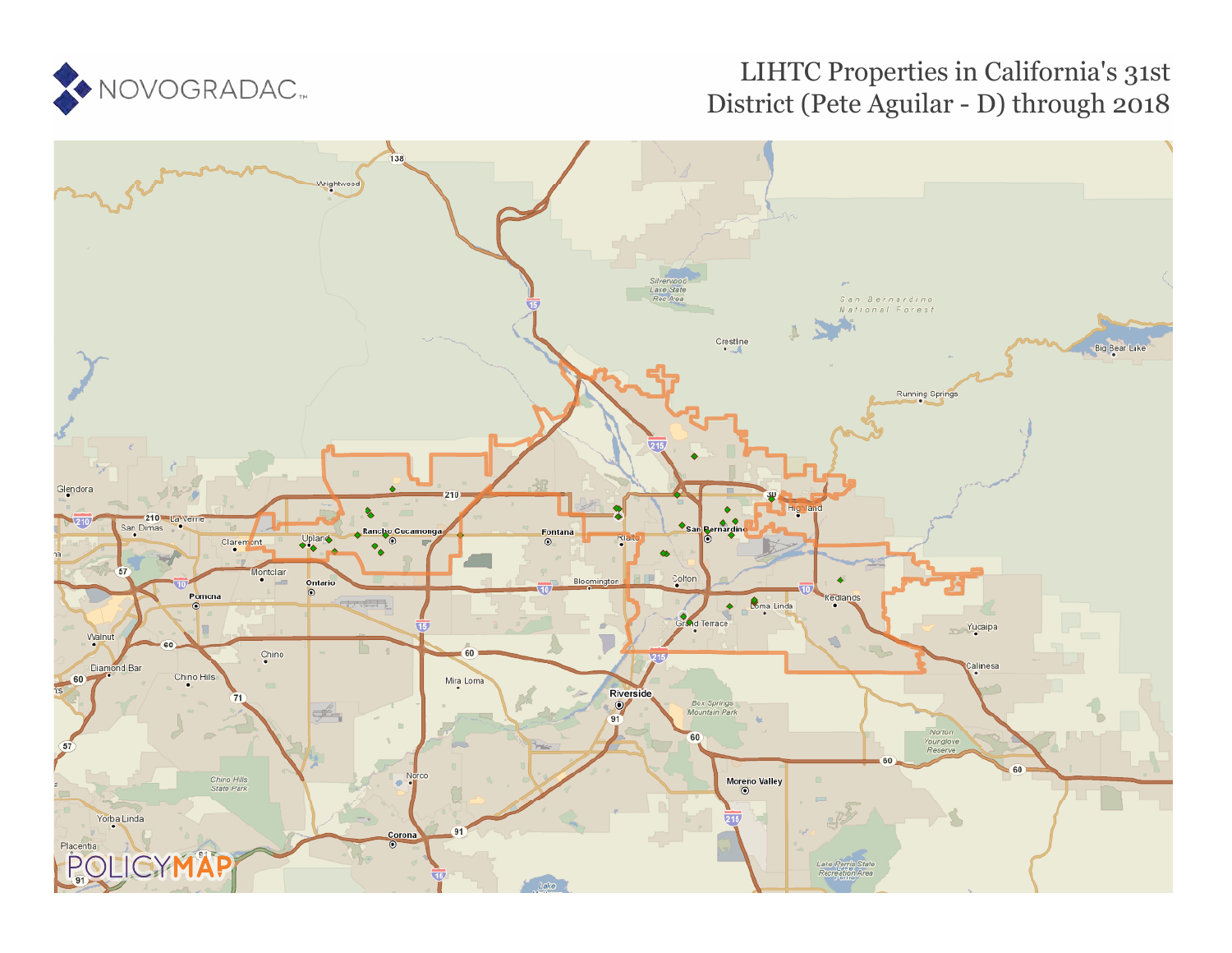# LIHTC Properties in California's 31st District (Pete Aguilar - D) through 2018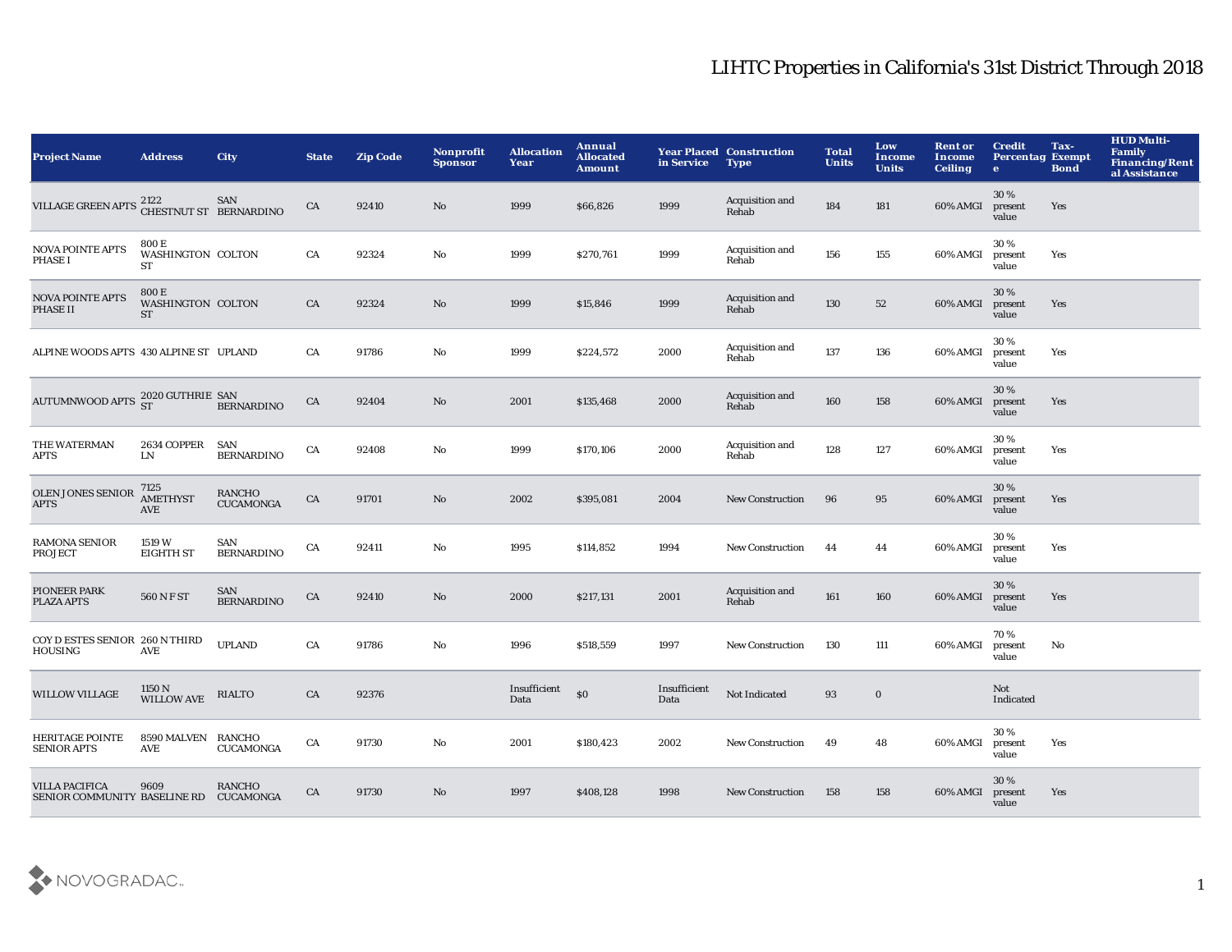# LIHTC Properties in California's 31st District Through 2018

| Project Name | Address | City | State | Zip Code | Nonprofit Sponsor | Allocation Year | Annual Allocated Amount | Year Placed in Service | Construction Type | Total Units | Low Income Units | Rent or Income Ceiling | Credit Percentage | Tax-Exempt Bond | HUD Multi-Family Financing/Rental Assistance |
|---|---|---|---|---|---|---|---|---|---|---|---|---|---|---|---|
| VILLAGE GREEN APTS | 2122 CHESTNUT ST | SAN BERNARDINO | CA | 92410 | No | 1999 | $66,826 | 1999 | Acquisition and Rehab | 184 | 181 | 60% AMGI | 30 % present value | Yes | |
| NOVA POINTE APTS PHASE I | 800 E WASHINGTON ST | COLTON | CA | 92324 | No | 1999 | $270,761 | 1999 | Acquisition and Rehab | 156 | 155 | 60% AMGI | 30 % present value | Yes | |
| NOVA POINTE APTS PHASE II | 800 E WASHINGTON ST | COLTON | CA | 92324 | No | 1999 | $15,846 | 1999 | Acquisition and Rehab | 130 | 52 | 60% AMGI | 30 % present value | Yes | |
| ALPINE WOODS APTS | 430 ALPINE ST | UPLAND | CA | 91786 | No | 1999 | $224,572 | 2000 | Acquisition and Rehab | 137 | 136 | 60% AMGI | 30 % present value | Yes | |
| AUTUMNWOOD APTS | 2020 GUTHRIE ST | SAN BERNARDINO | CA | 92404 | No | 2001 | $135,468 | 2000 | Acquisition and Rehab | 160 | 158 | 60% AMGI | 30 % present value | Yes | |
| THE WATERMAN APTS | 2634 COPPER LN | SAN BERNARDINO | CA | 92408 | No | 1999 | $170,106 | 2000 | Acquisition and Rehab | 128 | 127 | 60% AMGI | 30 % present value | Yes | |
| OLEN JONES SENIOR APTS | 7125 AMETHYST AVE | RANCHO CUCAMONGA | CA | 91701 | No | 2002 | $395,081 | 2004 | New Construction | 96 | 95 | 60% AMGI | 30 % present value | Yes | |
| RAMONA SENIOR PROJECT | 1519 W EIGHTH ST | SAN BERNARDINO | CA | 92411 | No | 1995 | $114,852 | 1994 | New Construction | 44 | 44 | 60% AMGI | 30 % present value | Yes | |
| PIONEER PARK PLAZA APTS | 560 N F ST | SAN BERNARDINO | CA | 92410 | No | 2000 | $217,131 | 2001 | Acquisition and Rehab | 161 | 160 | 60% AMGI | 30 % present value | Yes | |
| COY D ESTES SENIOR HOUSING | 260 N THIRD AVE | UPLAND | CA | 91786 | No | 1996 | $518,559 | 1997 | New Construction | 130 | 111 | 60% AMGI | 70 % present value | No | |
| WILLOW VILLAGE | 1150 N WILLOW AVE | RIALTO | CA | 92376 | | Insufficient Data | $0 | Insufficient Data | Not Indicated | 93 | 0 | | Not Indicated | | |
| HERITAGE POINTE SENIOR APTS | 8590 MALVEN AVE | RANCHO CUCAMONGA | CA | 91730 | No | 2001 | $180,423 | 2002 | New Construction | 49 | 48 | 60% AMGI | 30 % present value | Yes | |
| VILLA PACIFICA SENIOR COMMUNITY | 9609 BASELINE RD | RANCHO CUCAMONGA | CA | 91730 | No | 1997 | $408,128 | 1998 | New Construction | 158 | 158 | 60% AMGI | 30 % present value | Yes | |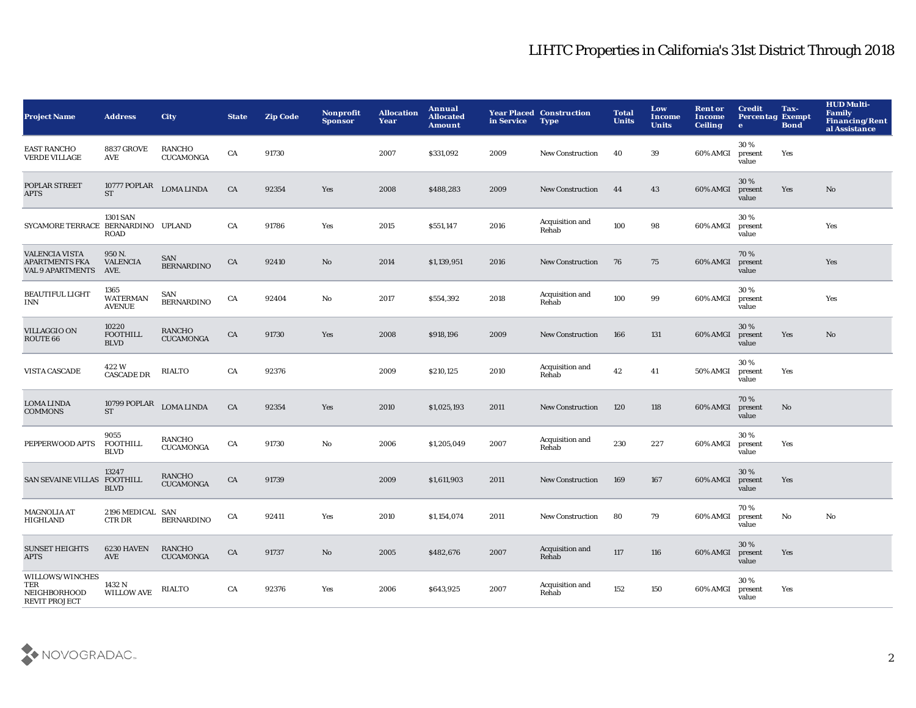# LIHTC Properties in California's 31st District Through 2018

| Project Name | Address | City | State | Zip Code | Nonprofit Sponsor | Allocation Year | Annual Allocated Amount | Year Placed in Service | Construction Type | Total Units | Low Income Units | Rent or Income Ceiling | Credit Percentage | Tax-Exempt Bond | HUD Multi-Family Financing/Rental Assistance |
|---|---|---|---|---|---|---|---|---|---|---|---|---|---|---|---|
| EAST RANCHO VERDE VILLAGE | 8837 GROVE AVE | RANCHO CUCAMONGA | CA | 91730 | | 2007 | $331,092 | 2009 | New Construction | 40 | 39 | 60% AMGI | 30 % present value | Yes | |
| POPLAR STREET APTS | 10777 POPLAR ST | LOMA LINDA | CA | 92354 | Yes | 2008 | $488,283 | 2009 | New Construction | 44 | 43 | 60% AMGI | 30 % present value | Yes | No |
| SYCAMORE TERRACE | 1301 SAN BERNARDINO ROAD | UPLAND | CA | 91786 | Yes | 2015 | $551,147 | 2016 | Acquisition and Rehab | 100 | 98 | 60% AMGI | 30 % present value | | Yes |
| VALENCIA VISTA APARTMENTS FKA VAL 9 APARTMENTS | 950 N. VALENCIA AVE. | SAN BERNARDINO | CA | 92410 | No | 2014 | $1,139,951 | 2016 | New Construction | 76 | 75 | 60% AMGI | 70 % present value | | Yes |
| BEAUTIFUL LIGHT INN | 1365 WATERMAN AVENUE | SAN BERNARDINO | CA | 92404 | No | 2017 | $554,392 | 2018 | Acquisition and Rehab | 100 | 99 | 60% AMGI | 30 % present value | | Yes |
| VILLAGGIO ON ROUTE 66 | 10220 FOOTHILL BLVD | RANCHO CUCAMONGA | CA | 91730 | Yes | 2008 | $918,196 | 2009 | New Construction | 166 | 131 | 60% AMGI | 30 % present value | Yes | No |
| VISTA CASCADE | 422 W CASCADE DR | RIALTO | CA | 92376 | | 2009 | $210,125 | 2010 | Acquisition and Rehab | 42 | 41 | 50% AMGI | 30 % present value | Yes | |
| LOMA LINDA COMMONS | 10799 POPLAR ST | LOMA LINDA | CA | 92354 | Yes | 2010 | $1,025,193 | 2011 | New Construction | 120 | 118 | 60% AMGI | 70 % present value | No | |
| PEPPERWOOD APTS | 9055 FOOTHILL BLVD | RANCHO CUCAMONGA | CA | 91730 | No | 2006 | $1,205,049 | 2007 | Acquisition and Rehab | 230 | 227 | 60% AMGI | 30 % present value | Yes | |
| SAN SEVAINE VILLAS | 13247 FOOTHILL BLVD | RANCHO CUCAMONGA | CA | 91739 | | 2009 | $1,611,903 | 2011 | New Construction | 169 | 167 | 60% AMGI | 30 % present value | Yes | |
| MAGNOLIA AT HIGHLAND | 2196 MEDICAL CTR DR | SAN BERNARDINO | CA | 92411 | Yes | 2010 | $1,154,074 | 2011 | New Construction | 80 | 79 | 60% AMGI | 70 % present value | No | No |
| SUNSET HEIGHTS APTS | 6230 HAVEN AVE | RANCHO CUCAMONGA | CA | 91737 | No | 2005 | $482,676 | 2007 | Acquisition and Rehab | 117 | 116 | 60% AMGI | 30 % present value | Yes | |
| WILLOWS/WINCHESTER NEIGHBORHOOD REVIT PROJECT | 1432 N WILLOW AVE | RIALTO | CA | 92376 | Yes | 2006 | $643,925 | 2007 | Acquisition and Rehab | 152 | 150 | 60% AMGI | 30 % present value | Yes | |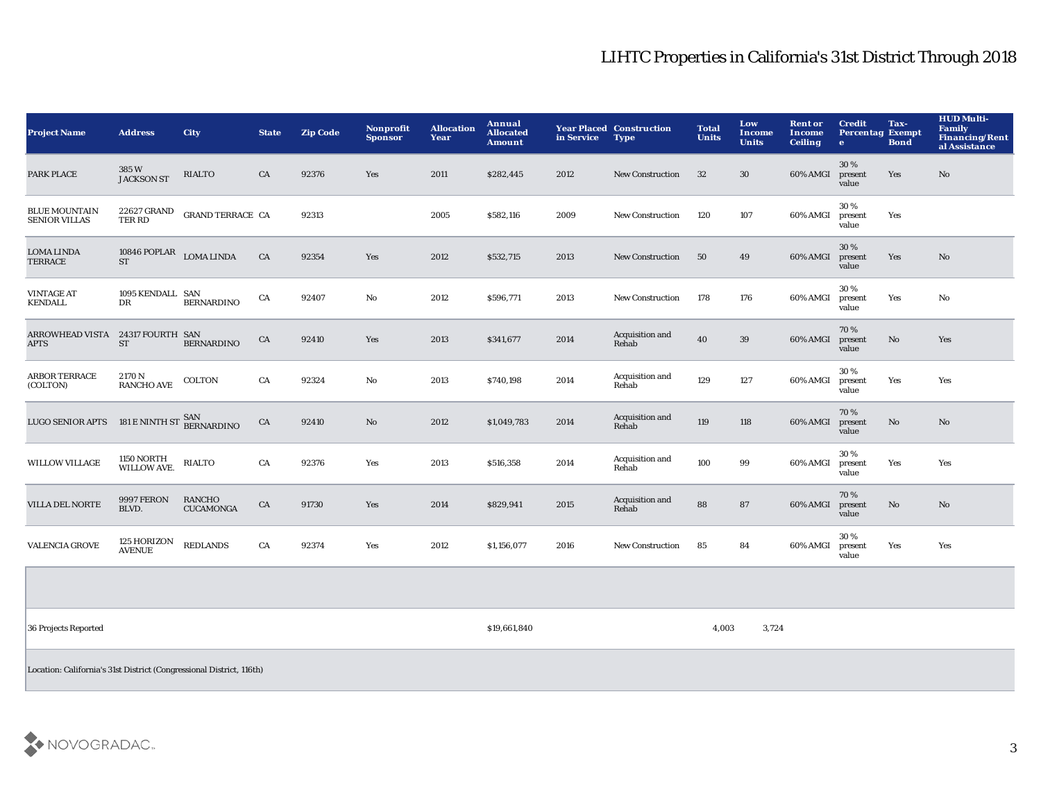# LIHTC Properties in California's 31st District Through 2018

| Project Name | Address | City | State | Zip Code | Nonprofit Sponsor | Allocation Year | Annual Allocated Amount | Year Placed in Service | Construction Type | Total Units | Low Income Units | Rent or Income Ceiling | Credit Percentage | Tax-Exempt Bond | HUD Multi-Family Financing/Rental Assistance |
|---|---|---|---|---|---|---|---|---|---|---|---|---|---|---|---|
| PARK PLACE | 385 W JACKSON ST | RIALTO | CA | 92376 | Yes | 2011 | $282,445 | 2012 | New Construction | 32 | 30 | 60% AMGI | 30 % present value | Yes | No |
| BLUE MOUNTAIN SENIOR VILLAS | 22627 GRAND TER RD | GRAND TERRACE | CA | 92313 | | 2005 | $582,116 | 2009 | New Construction | 120 | 107 | 60% AMGI | 30 % present value | Yes | |
| LOMA LINDA TERRACE | 10846 POPLAR ST | LOMA LINDA | CA | 92354 | Yes | 2012 | $532,715 | 2013 | New Construction | 50 | 49 | 60% AMGI | 30 % present value | Yes | No |
| VINTAGE AT KENDALL | 1095 KENDALL DR | SAN BERNARDINO | CA | 92407 | No | 2012 | $596,771 | 2013 | New Construction | 178 | 176 | 60% AMGI | 30 % present value | Yes | No |
| ARROWHEAD VISTA APTS | 24317 FOURTH ST | SAN BERNARDINO | CA | 92410 | Yes | 2013 | $341,677 | 2014 | Acquisition and Rehab | 40 | 39 | 60% AMGI | 70 % present value | No | Yes |
| ARBOR TERRACE (COLTON) | 2170 N RANCHO AVE | COLTON | CA | 92324 | No | 2013 | $740,198 | 2014 | Acquisition and Rehab | 129 | 127 | 60% AMGI | 30 % present value | Yes | Yes |
| LUGO SENIOR APTS | 181 E NINTH ST | SAN BERNARDINO | CA | 92410 | No | 2012 | $1,049,783 | 2014 | Acquisition and Rehab | 119 | 118 | 60% AMGI | 70 % present value | No | No |
| WILLOW VILLAGE | 1150 NORTH WILLOW AVE. | RIALTO | CA | 92376 | Yes | 2013 | $516,358 | 2014 | Acquisition and Rehab | 100 | 99 | 60% AMGI | 30 % present value | Yes | Yes |
| VILLA DEL NORTE | 9997 FERON BLVD. | RANCHO CUCAMONGA | CA | 91730 | Yes | 2014 | $829,941 | 2015 | Acquisition and Rehab | 88 | 87 | 60% AMGI | 70 % present value | No | No |
| VALENCIA GROVE | 125 HORIZON AVENUE | REDLANDS | CA | 92374 | Yes | 2012 | $1,156,077 | 2016 | New Construction | 85 | 84 | 60% AMGI | 30 % present value | Yes | Yes |
| | | | | | | | | | | | | | | | |
| 36 Projects Reported | | | | | | | $19,661,840 | | | 4,003 | 3,724 | | | | |

Location: California's 31st District (Congressional District, 116th)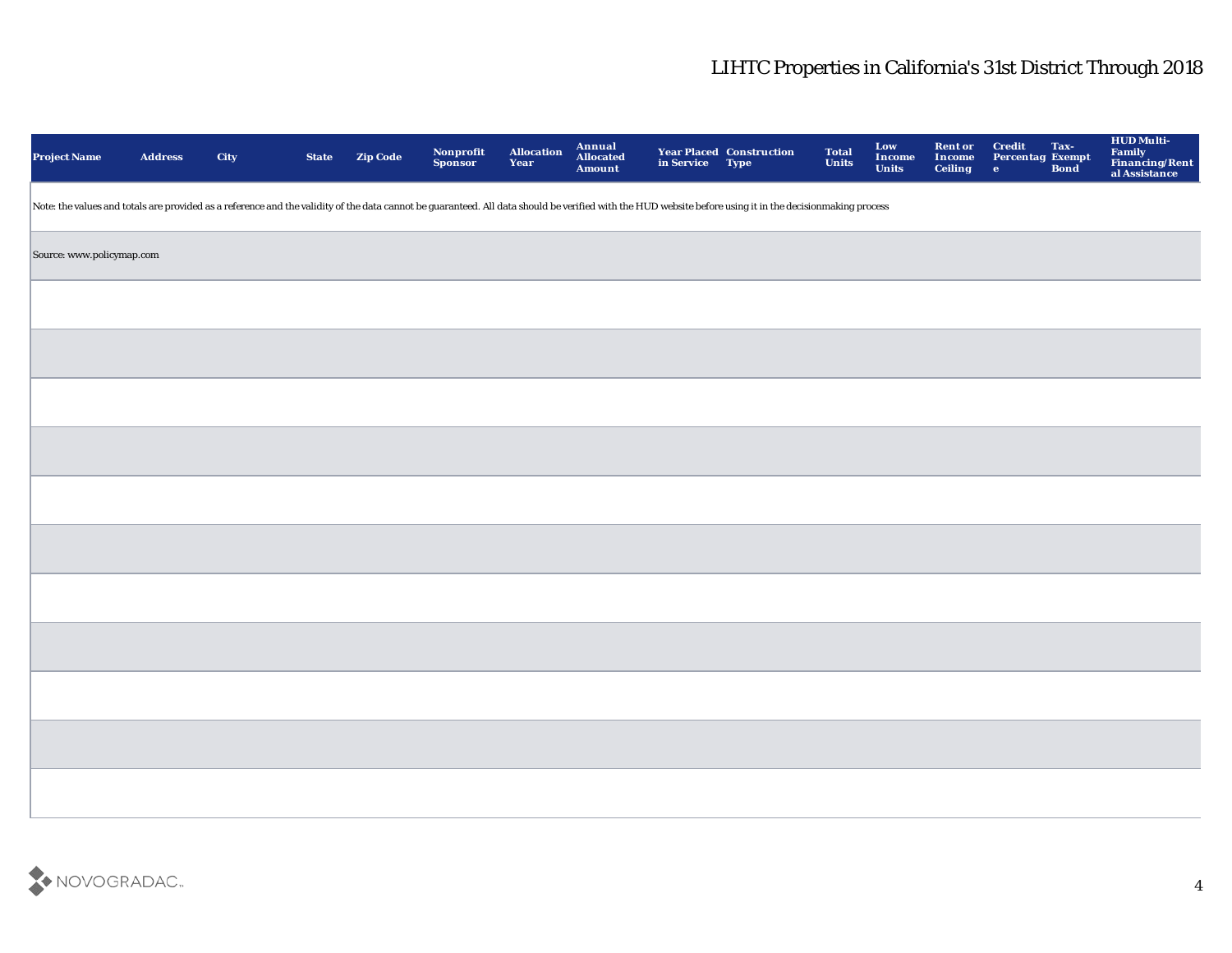# LIHTC Properties in California's 31st District Through 2018

| Project Name | Address | City | State | Zip Code | Nonprofit Sponsor | Allocation Year | Annual Allocated Amount | Year Placed in Service | Construction Type | Total Units | Low Income Units | Rent or Income Ceiling | Credit Percentage | Tax-Exempt Bond | HUD Multi-Family Financing/Rental Assistance |
|---|---|---|---|---|---|---|---|---|---|---|---|---|---|---|---|

Note: the values and totals are provided as a reference and the validity of the data cannot be guaranteed. All data should be verified with the HUD website before using it in the decisionmaking process

Source: www.policymap.com